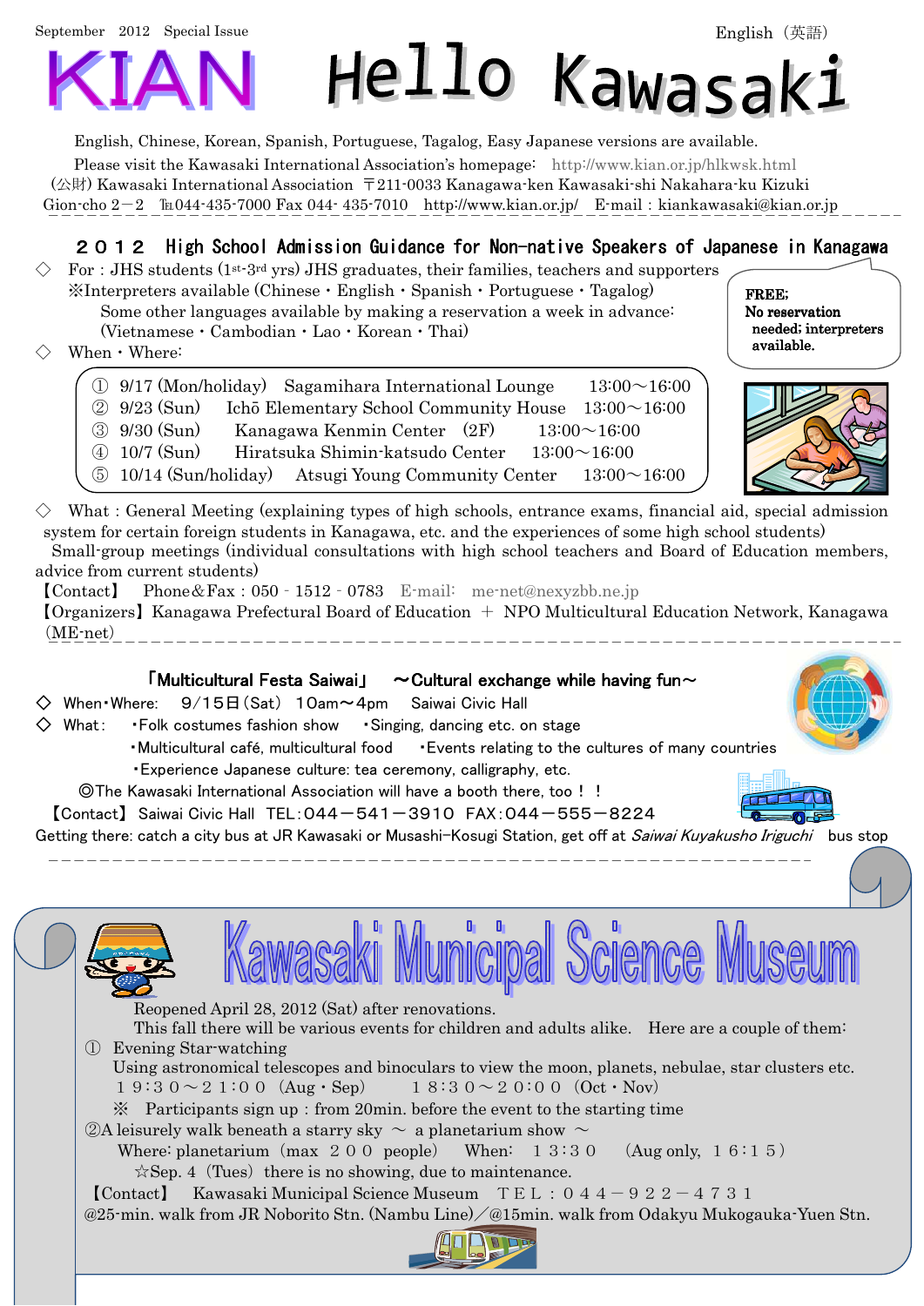September 2012 Special Issue

English（英語）

# KIAN Hello Kawasaki

English, Chinese, Korean, Spanish, Portuguese, Tagalog, Easy Japanese versions are available.

Please visit the Kawasaki International Association's homepage: http://www.kian.or.jp/hlkwsk.html

(公財) Kawasaki International Association 〒211-0033 Kanagawa-ken Kawasaki-shi Nakahara-ku Kizuki Gion-cho 2－2 ℡044-435-7000 Fax 044- 435-7010 http://www.kian.or.jp/ E-mail : kiankawasaki@kian.or.jp

## 2012 High School Admission Guidance for Non-native Speakers of Japanese in Kanagawa

◇ For : JHS students (1st-3rd yrs) JHS graduates, their families, teachers and supporters

※Interpreters available (Chinese・English・Spanish・Portuguese・Tagalog)

Some other languages available by making a reservation a week in advance: (Vietnamese・Cambodian・Lao・Korean・Thai)

**FREE; No reservation needed; interpreters available.**

◇ When・Where:

① 9/17 (Mon/holiday) Sagamihara International Lounge 13:00～16:00
② 9/23 (Sun) Ichō Elementary School Community House 13:00～16:00
③ 9/30 (Sun) Kanagawa Kenmin Center (2F) 13:00～16:00
④ 10/7 (Sun) Hiratsuka Shimin-katsudo Center 13:00～16:00
⑤ 10/14 (Sun/holiday) Atsugi Young Community Center 13:00～16:00

◇ What : General Meeting (explaining types of high schools, entrance exams, financial aid, special admission system for certain foreign students in Kanagawa, etc. and the experiences of some high school students)

Small-group meetings (individual consultations with high school teachers and Board of Education members, advice from current students)

【Contact】 Phone＆Fax : 050 - 1512 - 0783 E-mail: me-net@nexyzbb.ne.jp

【Organizers】Kanagawa Prefectural Board of Education ＋ NPO Multicultural Education Network, Kanagawa (ME-net)

## 「Multicultural Festa Saiwai」 ～Cultural exchange while having fun～

◇ When・Where: 9/15日(Sat) 10am～4pm Saiwai Civic Hall

◇ What: ・Folk costumes fashion show ・Singing, dancing etc. on stage
・Multicultural café, multicultural food ・Events relating to the cultures of many countries
・Experience Japanese culture: tea ceremony, calligraphy, etc.

◎The Kawasaki International Association will have a booth there, too！！

【Contact】 Saiwai Civic Hall TEL:044－541－3910 FAX:044－555－8224

Getting there: catch a city bus at JR Kawasaki or Musashi-Kosugi Station, get off at *Saiwai Kuyakusho Iriguchi* bus stop

## Kawasaki Municipal Science Museum

Reopened April 28, 2012 (Sat) after renovations.

This fall there will be various events for children and adults alike. Here are a couple of them:

① Evening Star-watching

Using astronomical telescopes and binoculars to view the moon, planets, nebulae, star clusters etc.

19:30～21:00 (Aug・Sep) 18:30～20:00 (Oct・Nov)

※ Participants sign up : from 20min. before the event to the starting time

②A leisurely walk beneath a starry sky ～ a planetarium show ～

Where: planetarium (max 200 people) When: 13:30 (Aug only, 16:15)

☆Sep. 4 (Tues) there is no showing, due to maintenance.

【Contact】 Kawasaki Municipal Science Museum TEL : 044－922－4731

@25-min. walk from JR Noborito Stn. (Nambu Line)／@15min. walk from Odakyu Mukogaoka-Yuen Stn.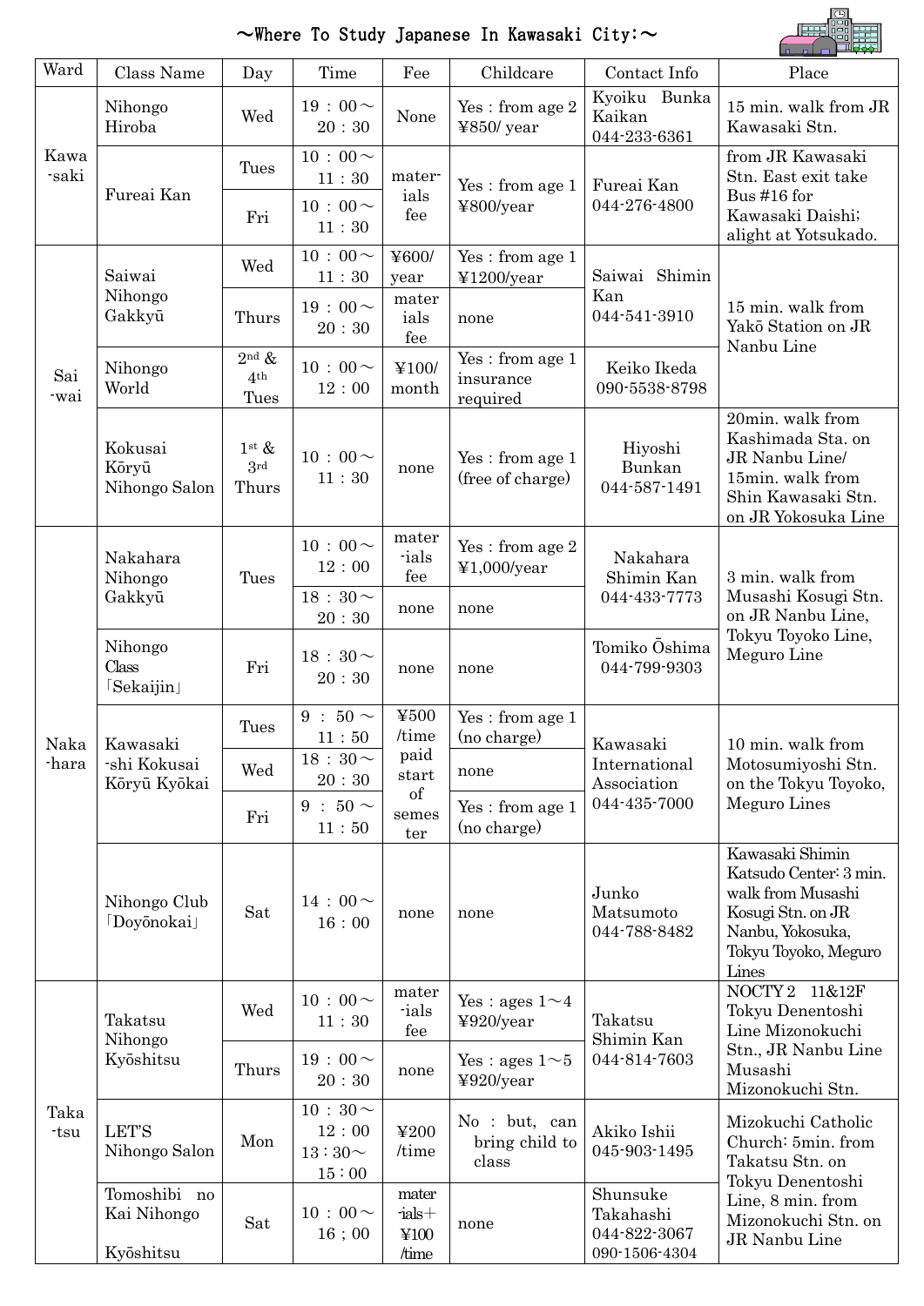# ～Where To Study Japanese In Kawasaki City:～

| Ward | Class Name | Day | Time | Fee | Childcare | Contact Info | Place |
|---|---|---|---|---|---|---|---|
| Kawa-saki | Nihongo Hiroba | Wed | 19：00～20：30 | None | Yes：from age 2 ¥850/ year | Kyoiku Bunka Kaikan 044-233-6361 | 15 min. walk from JR Kawasaki Stn. |
| | Fureai Kan | Tues | 10：00～11：30 | materials fee | Yes：from age 1 ¥800/year | Fureai Kan 044-276-4800 | from JR Kawasaki Stn. East exit take Bus #16 for Kawasaki Daishi; alight at Yotsukado. |
| | | Fri | 10：00～11：30 | | | | |
| Sai-wai | Saiwai Nihongo Gakkyū | Wed | 10：00～11：30 | ¥600/ year | Yes：from age 1 ¥1200/year | Saiwai Shimin Kan 044-541-3910 | 15 min. walk from Yakō Station on JR Nanbu Line |
| | | Thurs | 19：00～20：30 | materials fee | none | | |
| | Nihongo World | 2nd & 4th Tues | 10：00～12：00 | ¥100/ month | Yes：from age 1 insurance required | Keiko Ikeda 090-5538-8798 | |
| | Kokusai Kōryū Nihongo Salon | 1st & 3rd Thurs | 10：00～11：30 | none | Yes：from age 1 (free of charge) | Hiyoshi Bunkan 044-587-1491 | 20min. walk from Kashimada Sta. on JR Nanbu Line/ 15min. walk from Shin Kawasaki Stn. on JR Yokosuka Line |
| Naka-hara | Nakahara Nihongo Gakkyū | Tues | 10：00～12：00 | materials fee | Yes：from age 2 ¥1,000/year | Nakahara Shimin Kan 044-433-7773 | 3 min. walk from Musashi Kosugi Stn. on JR Nanbu Line, Tokyu Toyoko Line, Meguro Line |
| | | | 18：30～20：30 | none | none | | |
| | Nihongo Class「Sekaijin」 | Fri | 18：30～20：30 | none | none | Tomiko Ōshima 044-799-9303 | |
| | Kawasaki-shi Kokusai Kōryū Kyōkai | Tues | 9：50～11：50 | ¥500 /time paid start of semester | Yes：from age 1 (no charge) | Kawasaki International Association 044-435-7000 | 10 min. walk from Motosumiyoshi Stn. on the Tokyu Toyoko, Meguro Lines |
| | | Wed | 18：30～20：30 | | none | | |
| | | Fri | 9：50～11：50 | | Yes：from age 1 (no charge) | | |
| | Nihongo Club「Doyōnokai」 | Sat | 14：00～16：00 | none | none | Junko Matsumoto 044-788-8482 | Kawasaki Shimin Katsudo Center: 3 min. walk from Musashi Kosugi Stn. on JR Nanbu, Yokosuka, Tokyu Toyoko, Meguro Lines |
| Taka-tsu | Takatsu Nihongo Kyōshitsu | Wed | 10：00～11：30 | materials fee | Yes：ages 1～4 ¥920/year | Takatsu Shimin Kan 044-814-7603 | NOCTY 2 11&12F Tokyu Denentoshi Line Mizonokuchi Stn., JR Nanbu Line Musashi Mizonokuchi Stn. |
| | | Thurs | 19：00～20：30 | none | Yes：ages 1～5 ¥920/year | | |
| | LET'S Nihongo Salon | Mon | 10：30～12：00 13：30～15：00 | ¥200 /time | No：but, can bring child to class | Akiko Ishii 045-903-1495 | Mizokuchi Catholic Church: 5min. from Takatsu Stn. on Tokyu Denentoshi Line, 8 min. from Mizonokuchi Stn. on JR Nanbu Line |
| | Tomoshibi no Kai Nihongo Kyōshitsu | Sat | 10：00～16；00 | materials＋¥100 /time | none | Shunsuke Takahashi 044-822-3067 090-1506-4304 | |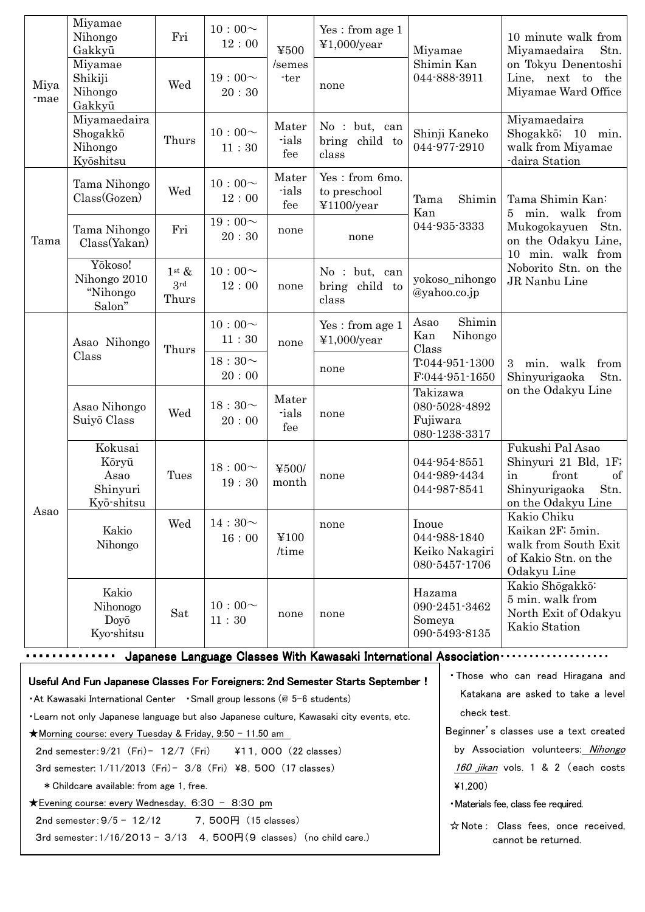| | | | | | | | |
|---|---|---|---|---|---|---|---|
| Miya-mae | Miyamae Nihongo Gakkyū | Fri | 10：00～12：00 | ¥500 /semes-ter | Yes：from age 1 ¥1,000/year | Miyamae Shimin Kan 044-888-3911 | 10 minute walk from Miyamaedaira Stn. on Tokyu Denentoshi Line, next to the Miyamae Ward Office |
| | Miyamae Shikiji Nihongo Gakkyū | Wed | 19：00～20：30 | | none | | |
| | Miyamaedaira Shogakkō Nihongo Kyōshitsu | Thurs | 10：00～11：30 | Mater-ials fee | No：but, can bring child to class | Shinji Kaneko 044-977-2910 | Miyamaedaira Shogakkō; 10 min. walk from Miyamae-daira Station |
| Tama | Tama Nihongo Class(Gozen) | Wed | 10：00～12：00 | Mater-ials fee | Yes：from 6mo. to preschool ¥1100/year | Tama Shimin Kan 044-935-3333 | Tama Shimin Kan: 5 min. walk from Mukogokayuen Stn. on the Odakyu Line, 10 min. walk from Noborito Stn. on the JR Nanbu Line |
| | Tama Nihongo Class(Yakan) | Fri | 19：00～20：30 | none | none | | |
| | Yōkoso! Nihongo 2010 "Nihongo Salon" | 1st & 3rd Thurs | 10：00～12：00 | none | No：but, can bring child to class | yokoso_nihongo@yahoo.co.jp | |
| Asao | Asao Nihongo Class | Thurs | 10：00～11：30 | none | Yes：from age 1 ¥1,000/year | Asao Shimin Kan Nihongo Class T:044-951-1300 F:044-951-1650 | 3 min. walk from Shinyurigaoka Stn. on the Odakyu Line |
| | | | 18：30～20：00 | | none | | |
| | Asao Nihongo Suiyō Class | Wed | 18：30～20：00 | Mater-ials fee | none | Takizawa 080-5028-4892 Fujiwara 080-1238-3317 | |
| | Kokusai Kōryū Asao Shinyuri Kyō-shitsu | Tues | 18：00～19：30 | ¥500/month | none | 044-954-8551 044-989-4434 044-987-8541 | Fukushi Pal Asao Shinyuri 21 Bld, 1F; in front of Shinyurigaoka Stn. on the Odakyu Line |
| | Kakio Nihongo | Wed | 14：30～16：00 | ¥100 /time | none | Inoue 044-988-1840 Keiko Nakagiri 080-5457-1706 | Kakio Chiku Kaikan 2F: 5min. walk from South Exit of Kakio Stn. on the Odakyu Line |
| | Kakio Nihonogo Doyō Kyo-shitsu | Sat | 10：00～11：30 | none | none | Hazama 090-2451-3462 Someya 090-5493-8135 | Kakio Shōgakkō: 5 min. walk from North Exit of Odakyu Kakio Station |

## Japanese Language Classes With Kawasaki International Association

**Useful And Fun Japanese Classes For Foreigners: 2nd Semester Starts September！**

・At Kawasaki International Center　・Small group lessons (@ 5-6 students)

・Learn not only Japanese language but also Japanese culture, Kawasaki city events, etc.

★Morning course: every Tuesday & Friday, 9:50 – 11.50 am

2nd semester：9/21（Fri）- 12/7（Fri）　¥11，000（22 classes）

3rd semester: 1/11/2013（Fri）- 3/8（Fri）¥8，500（17 classes）

＊Childcare available: from age 1, free.

★Evening course: every Wednesday, 6:30 – 8:30 pm

2nd semester：9/5 – 12/12　　7，500円（15 classes）

3rd semester：1/16/2013 – 3/13　4，500円（9 classes）(no child care.)

・Those who can read Hiragana and Katakana are asked to take a level check test.

Beginner's classes use a text created by Association volunteers: *Nihongo 160 jikan* vols. 1 & 2（each costs ¥1,200）

・Materials fee, class fee required.

☆Note： Class fees, once received, cannot be returned.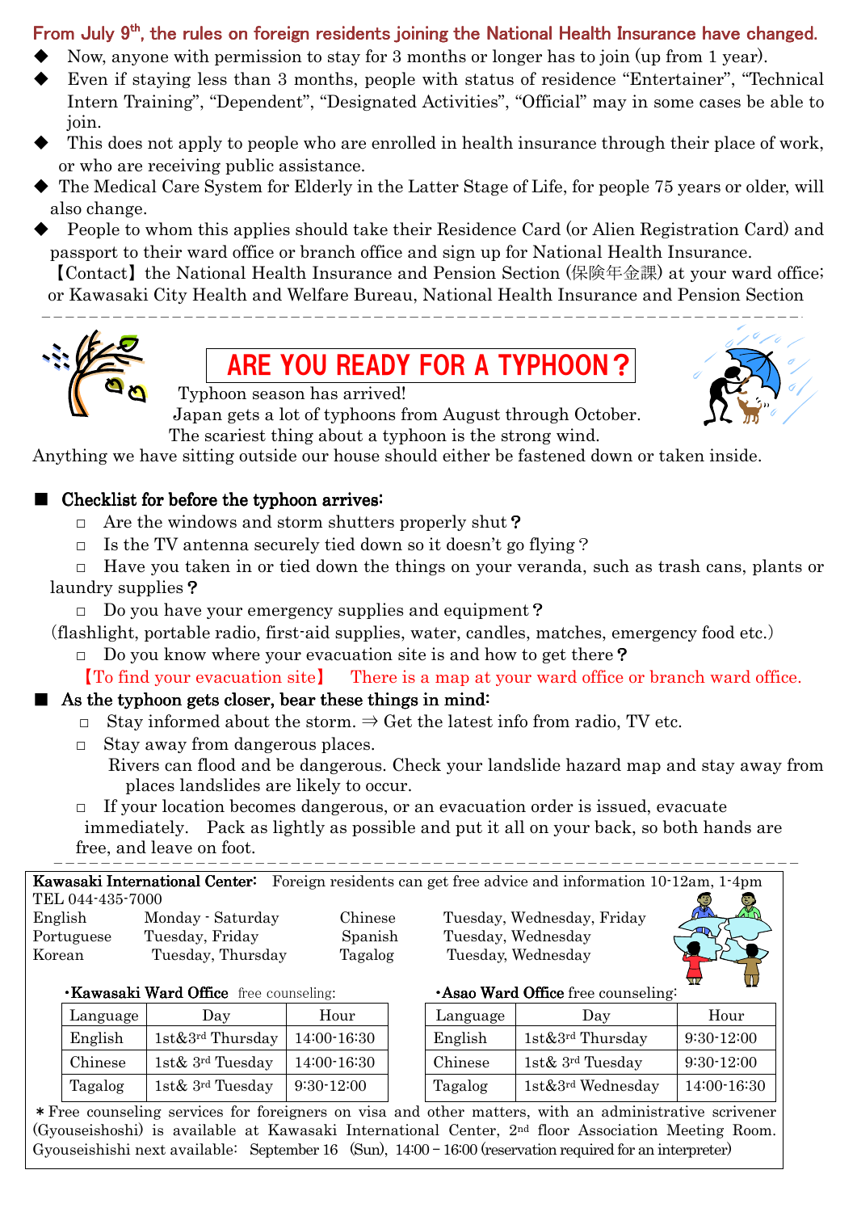## From July 9th, the rules on foreign residents joining the National Health Insurance have changed.

- Now, anyone with permission to stay for 3 months or longer has to join (up from 1 year).
- Even if staying less than 3 months, people with status of residence "Entertainer", "Technical Intern Training", "Dependent", "Designated Activities", "Official" may in some cases be able to join.
- This does not apply to people who are enrolled in health insurance through their place of work, or who are receiving public assistance.
- The Medical Care System for Elderly in the Latter Stage of Life, for people 75 years or older, will also change.
- People to whom this applies should take their Residence Card (or Alien Registration Card) and passport to their ward office or branch office and sign up for National Health Insurance.

【Contact】the National Health Insurance and Pension Section (保険年金課) at your ward office; or Kawasaki City Health and Welfare Bureau, National Health Insurance and Pension Section

---

# ARE YOU READY FOR A TYPHOON？

Typhoon season has arrived!
Japan gets a lot of typhoons from August through October.
The scariest thing about a typhoon is the strong wind.
Anything we have sitting outside our house should either be fastened down or taken inside.

## ■ Checklist for before the typhoon arrives:

□ Are the windows and storm shutters properly shut？

□ Is the TV antenna securely tied down so it doesn't go flying？

□ Have you taken in or tied down the things on your veranda, such as trash cans, plants or laundry supplies？

□ Do you have your emergency supplies and equipment？
(flashlight, portable radio, first-aid supplies, water, candles, matches, emergency food etc.)

□ Do you know where your evacuation site is and how to get there？

【To find your evacuation site】 There is a map at your ward office or branch ward office.

## ■ As the typhoon gets closer, bear these things in mind:

□ Stay informed about the storm. ⇒ Get the latest info from radio, TV etc.

□ Stay away from dangerous places.
Rivers can flood and be dangerous. Check your landslide hazard map and stay away from places landslides are likely to occur.

□ If your location becomes dangerous, or an evacuation order is issued, evacuate immediately. Pack as lightly as possible and put it all on your back, so both hands are free, and leave on foot.

---

**Kawasaki International Center:** Foreign residents can get free advice and information 10-12am, 1-4pm
TEL 044-435-7000

| | | | |
|---|---|---|---|
| English | Monday - Saturday | Chinese | Tuesday, Wednesday, Friday |
| Portuguese | Tuesday, Friday | Spanish | Tuesday, Wednesday |
| Korean | Tuesday, Thursday | Tagalog | Tuesday, Wednesday |

**・Kawasaki Ward Office** free counseling:

| Language | Day | Hour |
|---|---|---|
| English | 1st&3rd Thursday | 14:00-16:30 |
| Chinese | 1st& 3rd Tuesday | 14:00-16:30 |
| Tagalog | 1st& 3rd Tuesday | 9:30-12:00 |

**・Asao Ward Office** free counseling:

| Language | Day | Hour |
|---|---|---|
| English | 1st&3rd Thursday | 9:30-12:00 |
| Chinese | 1st& 3rd Tuesday | 9:30-12:00 |
| Tagalog | 1st&3rd Wednesday | 14:00-16:30 |

＊Free counseling services for foreigners on visa and other matters, with an administrative scrivener (Gyouseishoshi) is available at Kawasaki International Center, 2nd floor Association Meeting Room. Gyouseishishi next available: September 16 (Sun), 14:00－16:00 (reservation required for an interpreter)